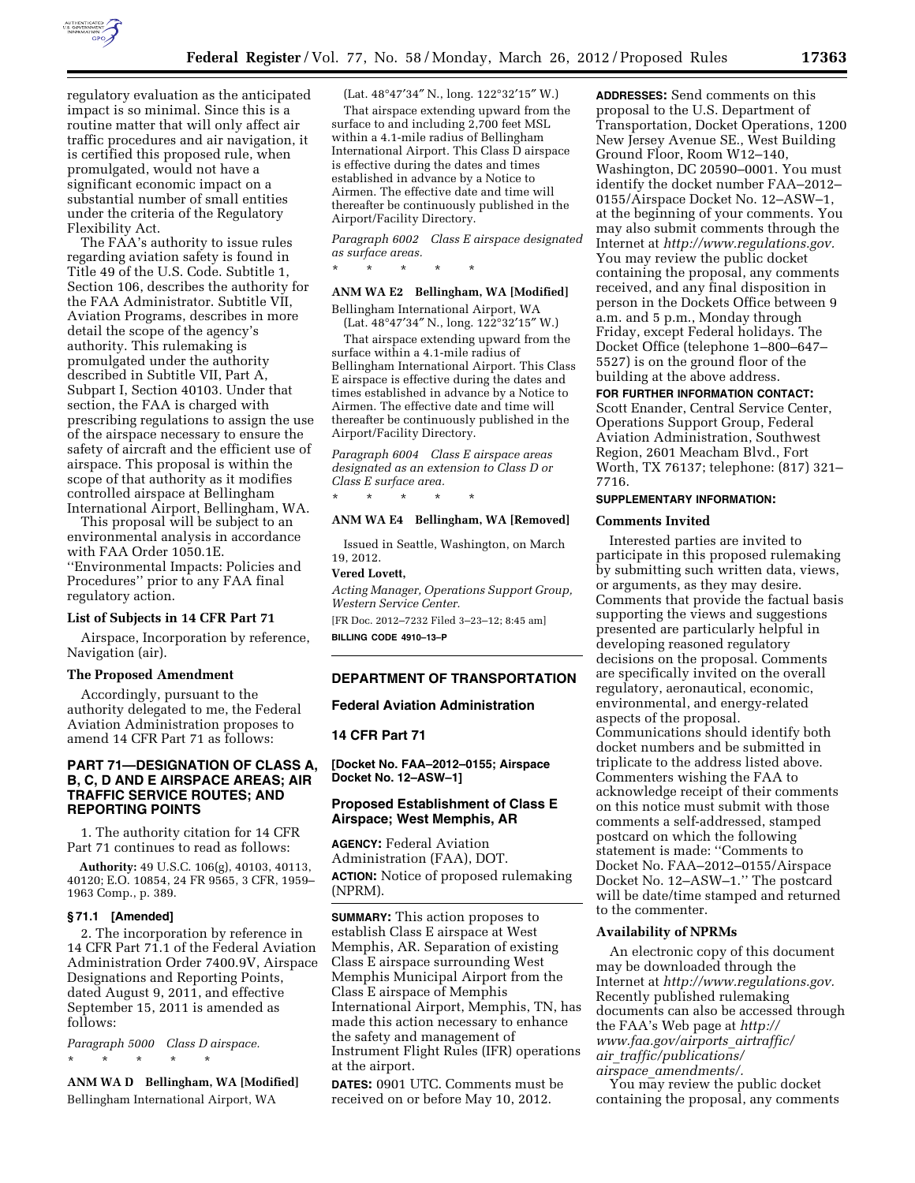regulatory evaluation as the anticipated impact is so minimal. Since this is a routine matter that will only affect air traffic procedures and air navigation, it is certified this proposed rule, when promulgated, would not have a significant economic impact on a substantial number of small entities under the criteria of the Regulatory Flexibility Act.

The FAA's authority to issue rules regarding aviation safety is found in Title 49 of the U.S. Code. Subtitle 1, Section 106, describes the authority for the FAA Administrator. Subtitle VII, Aviation Programs, describes in more detail the scope of the agency's authority. This rulemaking is promulgated under the authority described in Subtitle VII, Part A, Subpart I, Section 40103. Under that section, the FAA is charged with prescribing regulations to assign the use of the airspace necessary to ensure the safety of aircraft and the efficient use of airspace. This proposal is within the scope of that authority as it modifies controlled airspace at Bellingham International Airport, Bellingham, WA.

This proposal will be subject to an environmental analysis in accordance with FAA Order 1050.1E. ''Environmental Impacts: Policies and Procedures'' prior to any FAA final regulatory action.

### List of Subjects in 14 CFR Part 71

Airspace, Incorporation by reference, Navigation (air).

### The Proposed Amendment

Accordingly, pursuant to the authority delegated to me, the Federal Aviation Administration proposes to amend 14 CFR Part 71 as follows:

### PART 71—DESIGNATION OF CLASS A, B, C, D AND E AIRSPACE AREAS; AIR TRAFFIC SERVICE ROUTES; AND REPORTING POINTS

1. The authority citation for 14 CFR Part 71 continues to read as follows:

**Authority:** 49 U.S.C. 106(g), 40103, 40113, 40120; E.O. 10854, 24 FR 9565, 3 CFR, 1959–1963 Comp., p. 389.

### § 71.1 [Amended]

2. The incorporation by reference in 14 CFR Part 71.1 of the Federal Aviation Administration Order 7400.9V, Airspace Designations and Reporting Points, dated August 9, 2011, and effective September 15, 2011 is amended as follows:

*Paragraph 5000 Class D airspace.*

\* \* \* \* \*

**ANM WA D Bellingham, WA [Modified]**

Bellingham International Airport, WA
(Lat. 48°47′34″ N., long. 122°32′15″ W.)

That airspace extending upward from the surface to and including 2,700 feet MSL within a 4.1-mile radius of Bellingham International Airport. This Class D airspace is effective during the dates and times established in advance by a Notice to Airmen. The effective date and time will thereafter be continuously published in the Airport/Facility Directory.

*Paragraph 6002 Class E airspace designated as surface areas.*

\* \* \* \* \*

**ANM WA E2 Bellingham, WA [Modified]**

Bellingham International Airport, WA
(Lat. 48°47′34″ N., long. 122°32′15″ W.)

That airspace extending upward from the surface within a 4.1-mile radius of Bellingham International Airport. This Class E airspace is effective during the dates and times established in advance by a Notice to Airmen. The effective date and time will thereafter be continuously published in the Airport/Facility Directory.

*Paragraph 6004 Class E airspace areas designated as an extension to Class D or Class E surface area.*

\* \* \* \* \*

**ANM WA E4 Bellingham, WA [Removed]**

Issued in Seattle, Washington, on March 19, 2012.

**Vered Lovett,**

*Acting Manager, Operations Support Group, Western Service Center.*

[FR Doc. 2012–7232 Filed 3–23–12; 8:45 am]

**BILLING CODE 4910–13–P**

---

## DEPARTMENT OF TRANSPORTATION

## Federal Aviation Administration

## 14 CFR Part 71

**[Docket No. FAA–2012–0155; Airspace Docket No. 12–ASW–1]**

## Proposed Establishment of Class E Airspace; West Memphis, AR

**AGENCY:** Federal Aviation Administration (FAA), DOT.

**ACTION:** Notice of proposed rulemaking (NPRM).

**SUMMARY:** This action proposes to establish Class E airspace at West Memphis, AR. Separation of existing Class E airspace surrounding West Memphis Municipal Airport from the Class E airspace of Memphis International Airport, Memphis, TN, has made this action necessary to enhance the safety and management of Instrument Flight Rules (IFR) operations at the airport.

**DATES:** 0901 UTC. Comments must be received on or before May 10, 2012.

**ADDRESSES:** Send comments on this proposal to the U.S. Department of Transportation, Docket Operations, 1200 New Jersey Avenue SE., West Building Ground Floor, Room W12–140, Washington, DC 20590–0001. You must identify the docket number FAA–2012–0155/Airspace Docket No. 12–ASW–1, at the beginning of your comments. You may also submit comments through the Internet at *http://www.regulations.gov.* You may review the public docket containing the proposal, any comments received, and any final disposition in person in the Dockets Office between 9 a.m. and 5 p.m., Monday through Friday, except Federal holidays. The Docket Office (telephone 1–800–647–5527) is on the ground floor of the building at the above address.

**FOR FURTHER INFORMATION CONTACT:** Scott Enander, Central Service Center, Operations Support Group, Federal Aviation Administration, Southwest Region, 2601 Meacham Blvd., Fort Worth, TX 76137; telephone: (817) 321–7716.

**SUPPLEMENTARY INFORMATION:**

### Comments Invited

Interested parties are invited to participate in this proposed rulemaking by submitting such written data, views, or arguments, as they may desire. Comments that provide the factual basis supporting the views and suggestions presented are particularly helpful in developing reasoned regulatory decisions on the proposal. Comments are specifically invited on the overall regulatory, aeronautical, economic, environmental, and energy-related aspects of the proposal. Communications should identify both docket numbers and be submitted in triplicate to the address listed above. Commenters wishing the FAA to acknowledge receipt of their comments on this notice must submit with those comments a self-addressed, stamped postcard on which the following statement is made: ''Comments to Docket No. FAA–2012–0155/Airspace Docket No. 12–ASW–1.'' The postcard will be date/time stamped and returned to the commenter.

### Availability of NPRMs

An electronic copy of this document may be downloaded through the Internet at *http://www.regulations.gov.* Recently published rulemaking documents can also be accessed through the FAA's Web page at *http://www.faa.gov/airports_airtraffic/air_traffic/publications/airspace_amendments/.*

You may review the public docket containing the proposal, any comments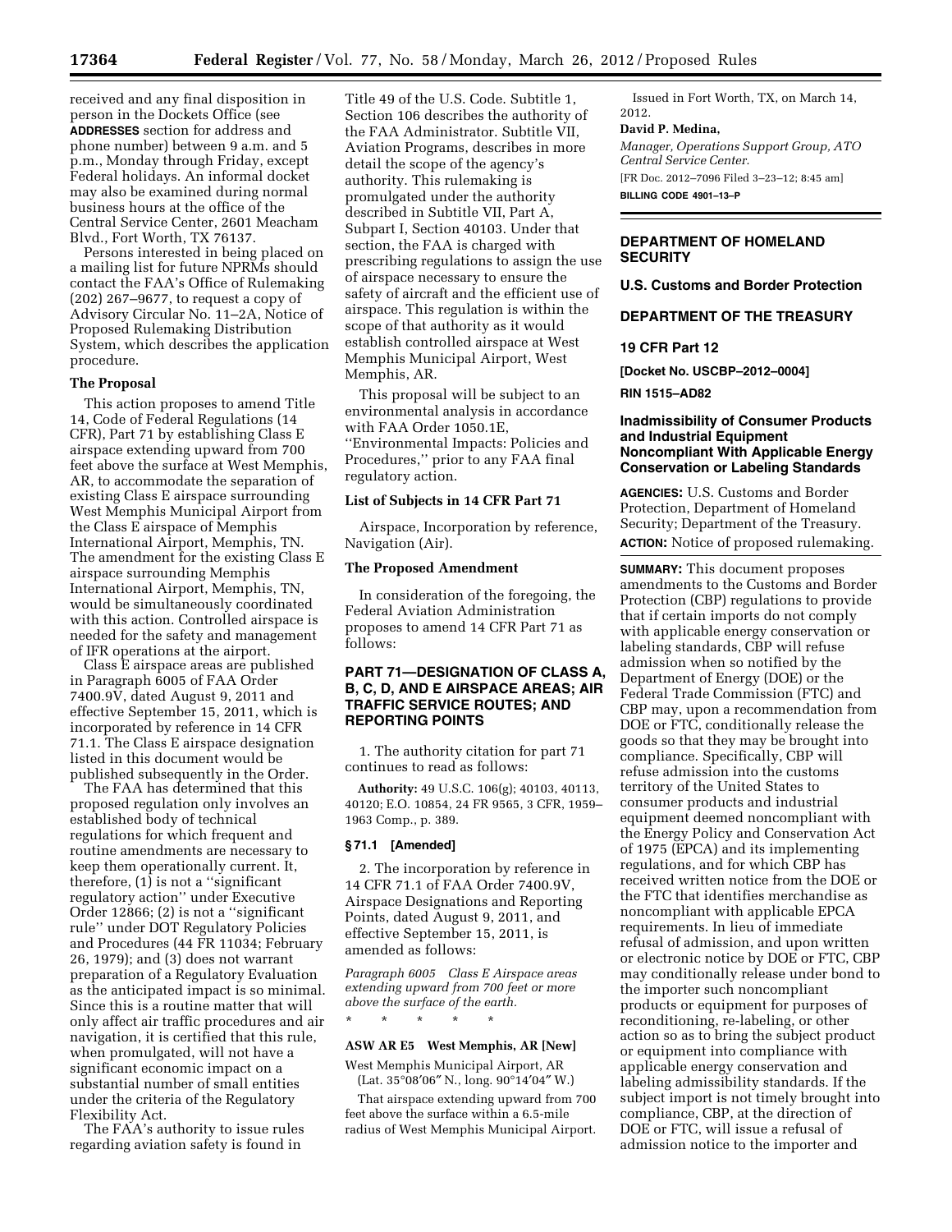received and any final disposition in person in the Dockets Office (see **ADDRESSES** section for address and phone number) between 9 a.m. and 5 p.m., Monday through Friday, except Federal holidays. An informal docket may also be examined during normal business hours at the office of the Central Service Center, 2601 Meacham Blvd., Fort Worth, TX 76137.

Persons interested in being placed on a mailing list for future NPRMs should contact the FAA's Office of Rulemaking (202) 267–9677, to request a copy of Advisory Circular No. 11–2A, Notice of Proposed Rulemaking Distribution System, which describes the application procedure.

### The Proposal

This action proposes to amend Title 14, Code of Federal Regulations (14 CFR), Part 71 by establishing Class E airspace extending upward from 700 feet above the surface at West Memphis, AR, to accommodate the separation of existing Class E airspace surrounding West Memphis Municipal Airport from the Class E airspace of Memphis International Airport, Memphis, TN. The amendment for the existing Class E airspace surrounding Memphis International Airport, Memphis, TN, would be simultaneously coordinated with this action. Controlled airspace is needed for the safety and management of IFR operations at the airport.

Class E airspace areas are published in Paragraph 6005 of FAA Order 7400.9V, dated August 9, 2011 and effective September 15, 2011, which is incorporated by reference in 14 CFR 71.1. The Class E airspace designation listed in this document would be published subsequently in the Order.

The FAA has determined that this proposed regulation only involves an established body of technical regulations for which frequent and routine amendments are necessary to keep them operationally current. It, therefore, (1) is not a ''significant regulatory action'' under Executive Order 12866; (2) is not a ''significant rule'' under DOT Regulatory Policies and Procedures (44 FR 11034; February 26, 1979); and (3) does not warrant preparation of a Regulatory Evaluation as the anticipated impact is so minimal. Since this is a routine matter that will only affect air traffic procedures and air navigation, it is certified that this rule, when promulgated, will not have a significant economic impact on a substantial number of small entities under the criteria of the Regulatory Flexibility Act.

The FAA's authority to issue rules regarding aviation safety is found in Title 49 of the U.S. Code. Subtitle 1, Section 106 describes the authority of the FAA Administrator. Subtitle VII, Aviation Programs, describes in more detail the scope of the agency's authority. This rulemaking is promulgated under the authority described in Subtitle VII, Part A, Subpart I, Section 40103. Under that section, the FAA is charged with prescribing regulations to assign the use of airspace necessary to ensure the safety of aircraft and the efficient use of airspace. This regulation is within the scope of that authority as it would establish controlled airspace at West Memphis Municipal Airport, West Memphis, AR.

This proposal will be subject to an environmental analysis in accordance with FAA Order 1050.1E, ''Environmental Impacts: Policies and Procedures,'' prior to any FAA final regulatory action.

### List of Subjects in 14 CFR Part 71

Airspace, Incorporation by reference, Navigation (Air).

### The Proposed Amendment

In consideration of the foregoing, the Federal Aviation Administration proposes to amend 14 CFR Part 71 as follows:

## PART 71—DESIGNATION OF CLASS A, B, C, D, AND E AIRSPACE AREAS; AIR TRAFFIC SERVICE ROUTES; AND REPORTING POINTS

1. The authority citation for part 71 continues to read as follows:

**Authority:** 49 U.S.C. 106(g); 40103, 40113, 40120; E.O. 10854, 24 FR 9565, 3 CFR, 1959–1963 Comp., p. 389.

### § 71.1 [Amended]

2. The incorporation by reference in 14 CFR 71.1 of FAA Order 7400.9V, Airspace Designations and Reporting Points, dated August 9, 2011, and effective September 15, 2011, is amended as follows:

*Paragraph 6005 Class E Airspace areas extending upward from 700 feet or more above the surface of the earth.*

\* \* \* \* \*

**ASW AR E5 West Memphis, AR [New]**

West Memphis Municipal Airport, AR
(Lat. 35°08′06″ N., long. 90°14′04″ W.)

That airspace extending upward from 700 feet above the surface within a 6.5-mile radius of West Memphis Municipal Airport.

Issued in Fort Worth, TX, on March 14, 2012.

**David P. Medina,**
*Manager, Operations Support Group, ATO Central Service Center.*

[FR Doc. 2012–7096 Filed 3–23–12; 8:45 am]

**BILLING CODE 4901–13–P**

---

## DEPARTMENT OF HOMELAND SECURITY

## U.S. Customs and Border Protection

## DEPARTMENT OF THE TREASURY

## 19 CFR Part 12

**[Docket No. USCBP–2012–0004]**

**RIN 1515–AD82**

## Inadmissibility of Consumer Products and Industrial Equipment Noncompliant With Applicable Energy Conservation or Labeling Standards

**AGENCIES:** U.S. Customs and Border Protection, Department of Homeland Security; Department of the Treasury.

**ACTION:** Notice of proposed rulemaking.

**SUMMARY:** This document proposes amendments to the Customs and Border Protection (CBP) regulations to provide that if certain imports do not comply with applicable energy conservation or labeling standards, CBP will refuse admission when so notified by the Department of Energy (DOE) or the Federal Trade Commission (FTC) and CBP may, upon a recommendation from DOE or FTC, conditionally release the goods so that they may be brought into compliance. Specifically, CBP will refuse admission into the customs territory of the United States to consumer products and industrial equipment deemed noncompliant with the Energy Policy and Conservation Act of 1975 (EPCA) and its implementing regulations, and for which CBP has received written notice from the DOE or the FTC that identifies merchandise as noncompliant with applicable EPCA requirements. In lieu of immediate refusal of admission, and upon written or electronic notice by DOE or FTC, CBP may conditionally release under bond to the importer such noncompliant products or equipment for purposes of reconditioning, re-labeling, or other action so as to bring the subject product or equipment into compliance with applicable energy conservation and labeling admissibility standards. If the subject import is not timely brought into compliance, CBP, at the direction of DOE or FTC, will issue a refusal of admission notice to the importer and